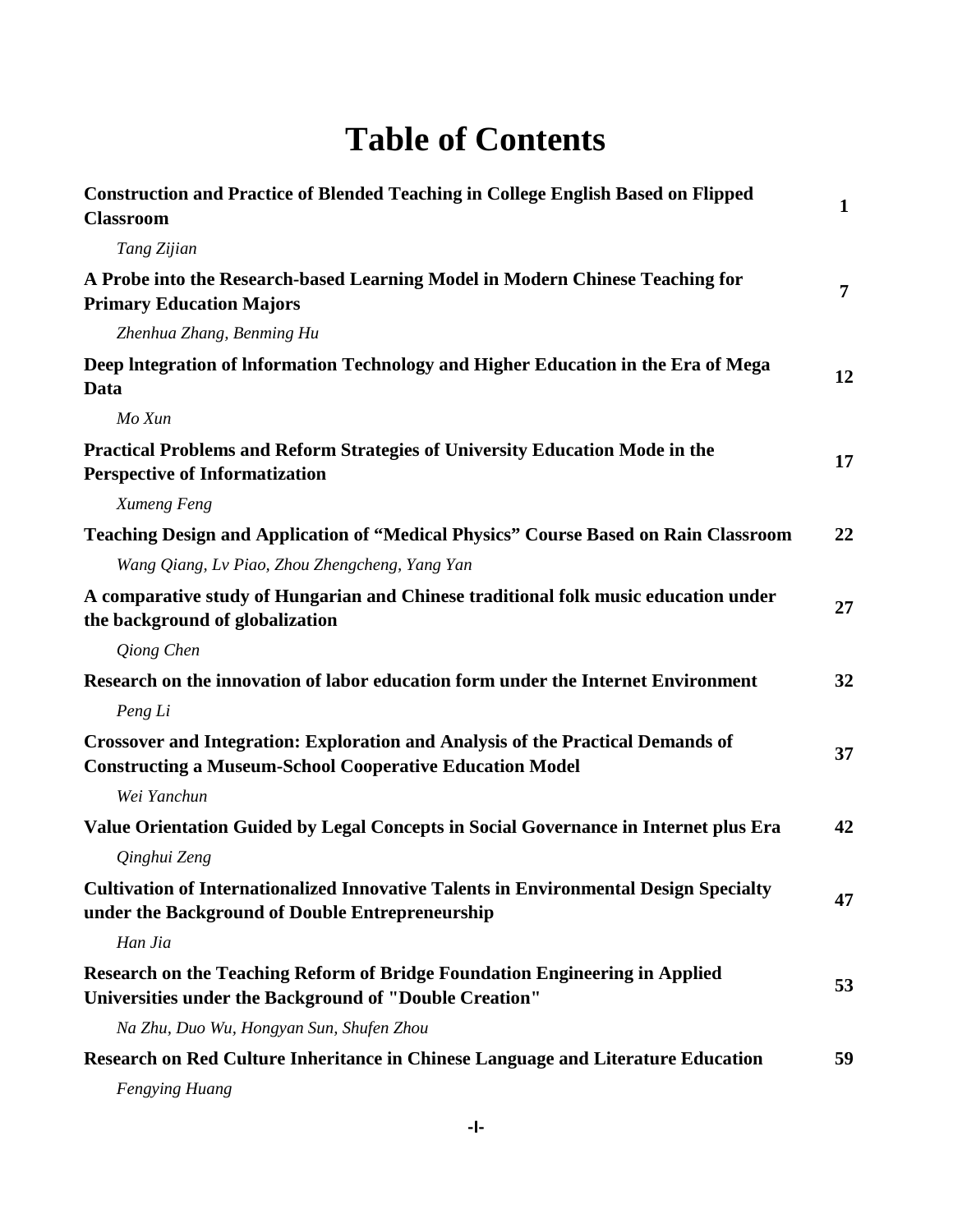# Table of Contents

| | |
|---|---|
| **Construction and Practice of Blended Teaching in College English Based on Flipped Classroom** | **1** |
| *Tang Zijian* | |
| **A Probe into the Research-based Learning Model in Modern Chinese Teaching for Primary Education Majors** | **7** |
| *Zhenhua Zhang, Benming Hu* | |
| **Deep lntegration of lnformation Technology and Higher Education in the Era of Mega Data** | **12** |
| *Mo Xun* | |
| **Practical Problems and Reform Strategies of University Education Mode in the Perspective of Informatization** | **17** |
| *Xumeng Feng* | |
| **Teaching Design and Application of “Medical Physics” Course Based on Rain Classroom** | **22** |
| *Wang Qiang, Lv Piao, Zhou Zhengcheng, Yang Yan* | |
| **A comparative study of Hungarian and Chinese traditional folk music education under the background of globalization** | **27** |
| *Qiong Chen* | |
| **Research on the innovation of labor education form under the Internet Environment** | **32** |
| *Peng Li* | |
| **Crossover and Integration: Exploration and Analysis of the Practical Demands of Constructing a Museum-School Cooperative Education Model** | **37** |
| *Wei Yanchun* | |
| **Value Orientation Guided by Legal Concepts in Social Governance in Internet plus Era** | **42** |
| *Qinghui Zeng* | |
| **Cultivation of Internationalized Innovative Talents in Environmental Design Specialty under the Background of Double Entrepreneurship** | **47** |
| *Han Jia* | |
| **Research on the Teaching Reform of Bridge Foundation Engineering in Applied Universities under the Background of "Double Creation"** | **53** |
| *Na Zhu, Duo Wu, Hongyan Sun, Shufen Zhou* | |
| **Research on Red Culture Inheritance in Chinese Language and Literature Education** | **59** |
| *Fengying Huang* | |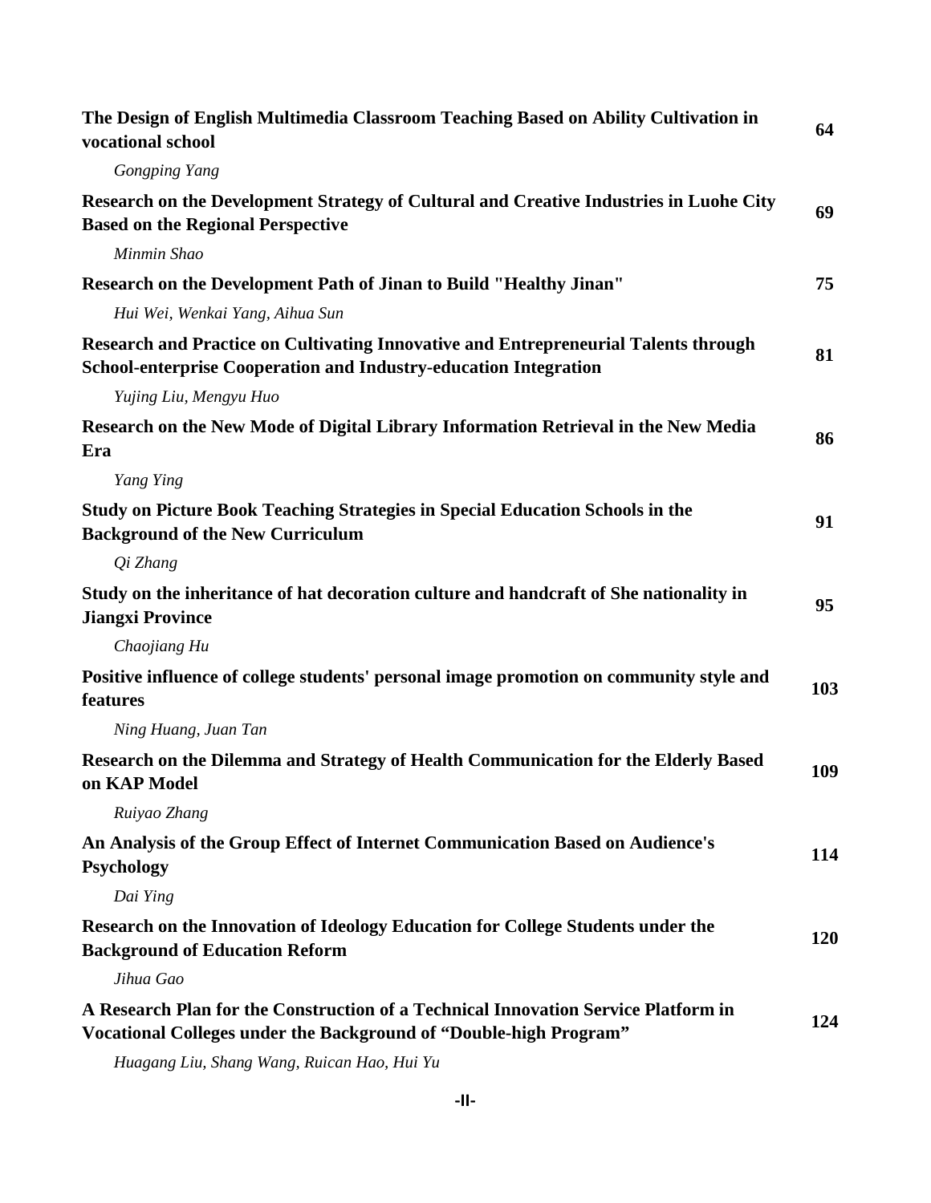**The Design of English Multimedia Classroom Teaching Based on Ability Cultivation in vocational school** 64

*Gongping Yang*

**Research on the Development Strategy of Cultural and Creative Industries in Luohe City Based on the Regional Perspective** 69

*Minmin Shao*

**Research on the Development Path of Jinan to Build "Healthy Jinan"** 75

*Hui Wei, Wenkai Yang, Aihua Sun*

**Research and Practice on Cultivating Innovative and Entrepreneurial Talents through School-enterprise Cooperation and Industry-education Integration** 81

*Yujing Liu, Mengyu Huo*

**Research on the New Mode of Digital Library Information Retrieval in the New Media Era** 86

*Yang Ying*

**Study on Picture Book Teaching Strategies in Special Education Schools in the Background of the New Curriculum** 91

*Qi Zhang*

**Study on the inheritance of hat decoration culture and handcraft of She nationality in Jiangxi Province** 95

*Chaojiang Hu*

**Positive influence of college students' personal image promotion on community style and features** 103

*Ning Huang, Juan Tan*

**Research on the Dilemma and Strategy of Health Communication for the Elderly Based on KAP Model** 109

*Ruiyao Zhang*

**An Analysis of the Group Effect of Internet Communication Based on Audience's Psychology** 114

*Dai Ying*

**Research on the Innovation of Ideology Education for College Students under the Background of Education Reform** 120

*Jihua Gao*

**A Research Plan for the Construction of a Technical Innovation Service Platform in Vocational Colleges under the Background of “Double-high Program”** 124

*Huagang Liu, Shang Wang, Ruican Hao, Hui Yu*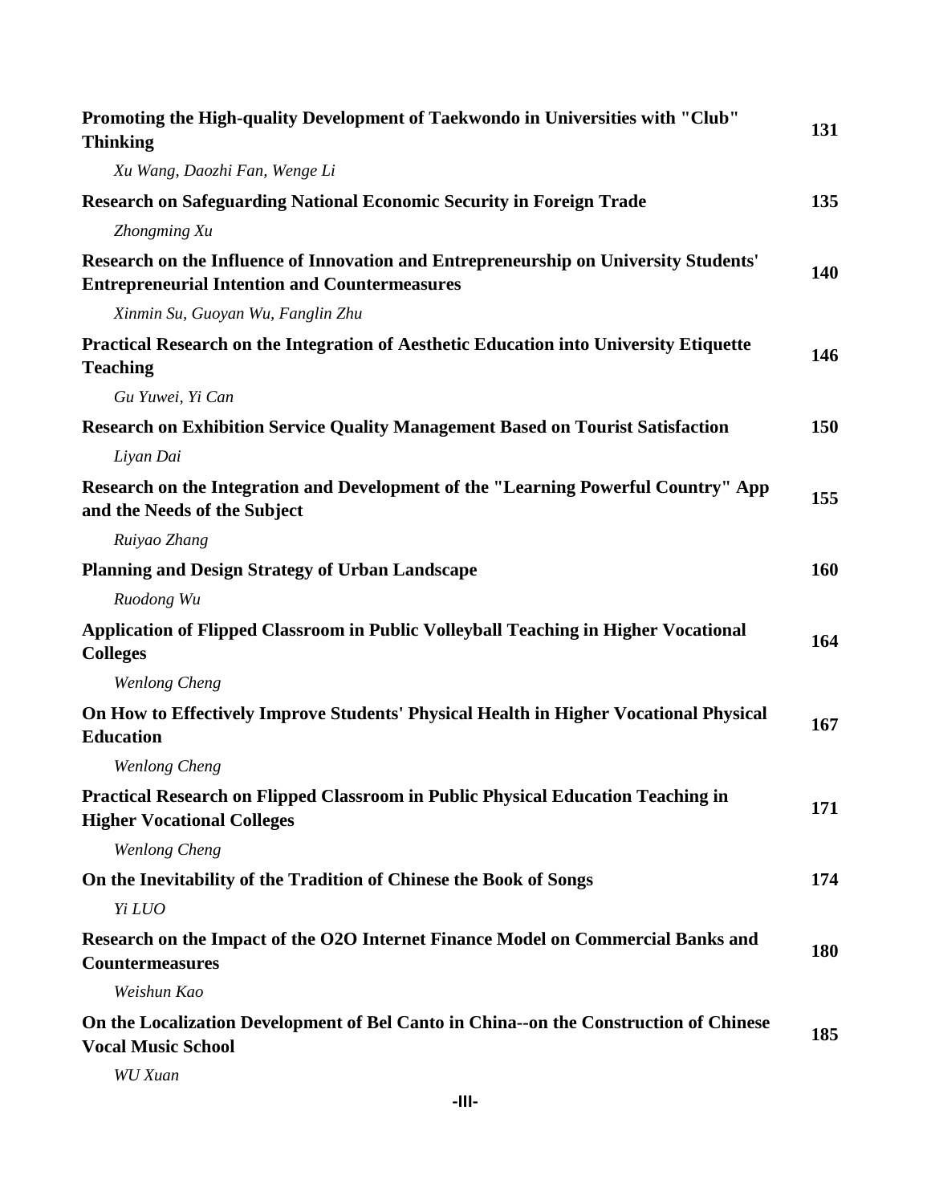**Promoting the High-quality Development of Taekwondo in Universities with "Club" Thinking** 131

*Xu Wang, Daozhi Fan, Wenge Li*

**Research on Safeguarding National Economic Security in Foreign Trade** 135

*Zhongming Xu*

**Research on the Influence of Innovation and Entrepreneurship on University Students' Entrepreneurial Intention and Countermeasures** 140

*Xinmin Su, Guoyan Wu, Fanglin Zhu*

**Practical Research on the Integration of Aesthetic Education into University Etiquette Teaching** 146

*Gu Yuwei, Yi Can*

**Research on Exhibition Service Quality Management Based on Tourist Satisfaction** 150

*Liyan Dai*

**Research on the Integration and Development of the "Learning Powerful Country" App and the Needs of the Subject** 155

*Ruiyao Zhang*

**Planning and Design Strategy of Urban Landscape** 160

*Ruodong Wu*

**Application of Flipped Classroom in Public Volleyball Teaching in Higher Vocational Colleges** 164

*Wenlong Cheng*

**On How to Effectively Improve Students' Physical Health in Higher Vocational Physical Education** 167

*Wenlong Cheng*

**Practical Research on Flipped Classroom in Public Physical Education Teaching in Higher Vocational Colleges** 171

*Wenlong Cheng*

**On the Inevitability of the Tradition of Chinese the Book of Songs** 174

*Yi LUO*

**Research on the Impact of the O2O Internet Finance Model on Commercial Banks and Countermeasures** 180

*Weishun Kao*

**On the Localization Development of Bel Canto in China--on the Construction of Chinese Vocal Music School** 185

*WU Xuan*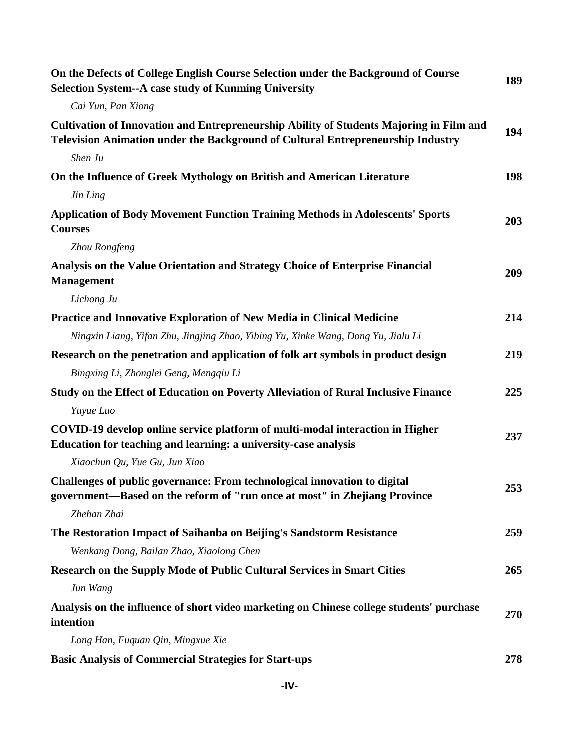| | |
|---|---|
| **On the Defects of College English Course Selection under the Background of Course Selection System--A case study of Kunming University** | **189** |
| *Cai Yun, Pan Xiong* | |
| **Cultivation of Innovation and Entrepreneurship Ability of Students Majoring in Film and Television Animation under the Background of Cultural Entrepreneurship Industry** | **194** |
| *Shen Ju* | |
| **On the Influence of Greek Mythology on British and American Literature** | **198** |
| *Jin Ling* | |
| **Application of Body Movement Function Training Methods in Adolescents' Sports Courses** | **203** |
| *Zhou Rongfeng* | |
| **Analysis on the Value Orientation and Strategy Choice of Enterprise Financial Management** | **209** |
| *Lichong Ju* | |
| **Practice and Innovative Exploration of New Media in Clinical Medicine** | **214** |
| *Ningxin Liang, Yifan Zhu, Jingjing Zhao, Yibing Yu, Xinke Wang, Dong Yu, Jialu Li* | |
| **Research on the penetration and application of folk art symbols in product design** | **219** |
| *Bingxing Li, Zhonglei Geng, Mengqiu Li* | |
| **Study on the Effect of Education on Poverty Alleviation of Rural Inclusive Finance** | **225** |
| *Yuyue Luo* | |
| **COVID-19 develop online service platform of multi-modal interaction in Higher Education for teaching and learning: a university-case analysis** | **237** |
| *Xiaochun Qu, Yue Gu, Jun Xiao* | |
| **Challenges of public governance: From technological innovation to digital government—Based on the reform of "run once at most" in Zhejiang Province** | **253** |
| *Zhehan Zhai* | |
| **The Restoration Impact of Saihanba on Beijing's Sandstorm Resistance** | **259** |
| *Wenkang Dong, Bailan Zhao, Xiaolong Chen* | |
| **Research on the Supply Mode of Public Cultural Services in Smart Cities** | **265** |
| *Jun Wang* | |
| **Analysis on the influence of short video marketing on Chinese college students' purchase intention** | **270** |
| *Long Han, Fuquan Qin, Mingxue Xie* | |
| **Basic Analysis of Commercial Strategies for Start-ups** | **278** |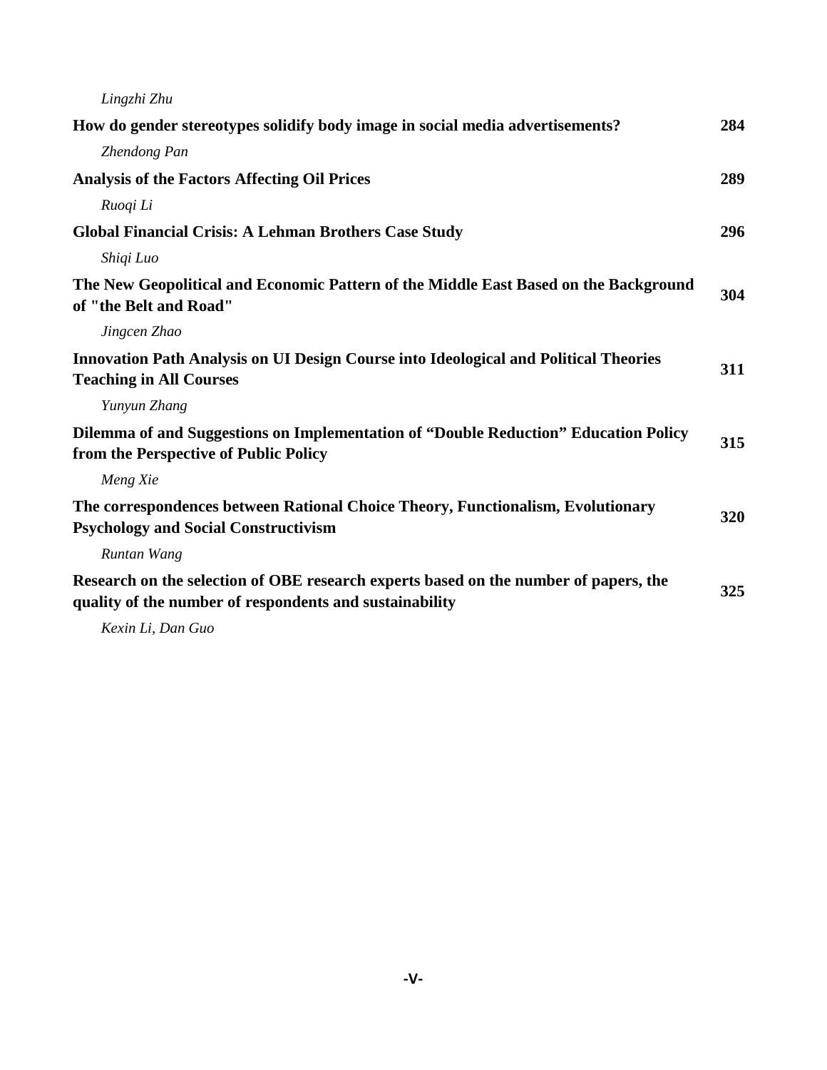*Lingzhi Zhu*

**How do gender stereotypes solidify body image in social media advertisements?** **284**

*Zhendong Pan*

**Analysis of the Factors Affecting Oil Prices** **289**

*Ruoqi Li*

**Global Financial Crisis: A Lehman Brothers Case Study** **296**

*Shiqi Luo*

**The New Geopolitical and Economic Pattern of the Middle East Based on the Background of "the Belt and Road"** **304**

*Jingcen Zhao*

**Innovation Path Analysis on UI Design Course into Ideological and Political Theories Teaching in All Courses** **311**

*Yunyun Zhang*

**Dilemma of and Suggestions on Implementation of “Double Reduction” Education Policy from the Perspective of Public Policy** **315**

*Meng Xie*

**The correspondences between Rational Choice Theory, Functionalism, Evolutionary Psychology and Social Constructivism** **320**

*Runtan Wang*

**Research on the selection of OBE research experts based on the number of papers, the quality of the number of respondents and sustainability** **325**

*Kexin Li, Dan Guo*